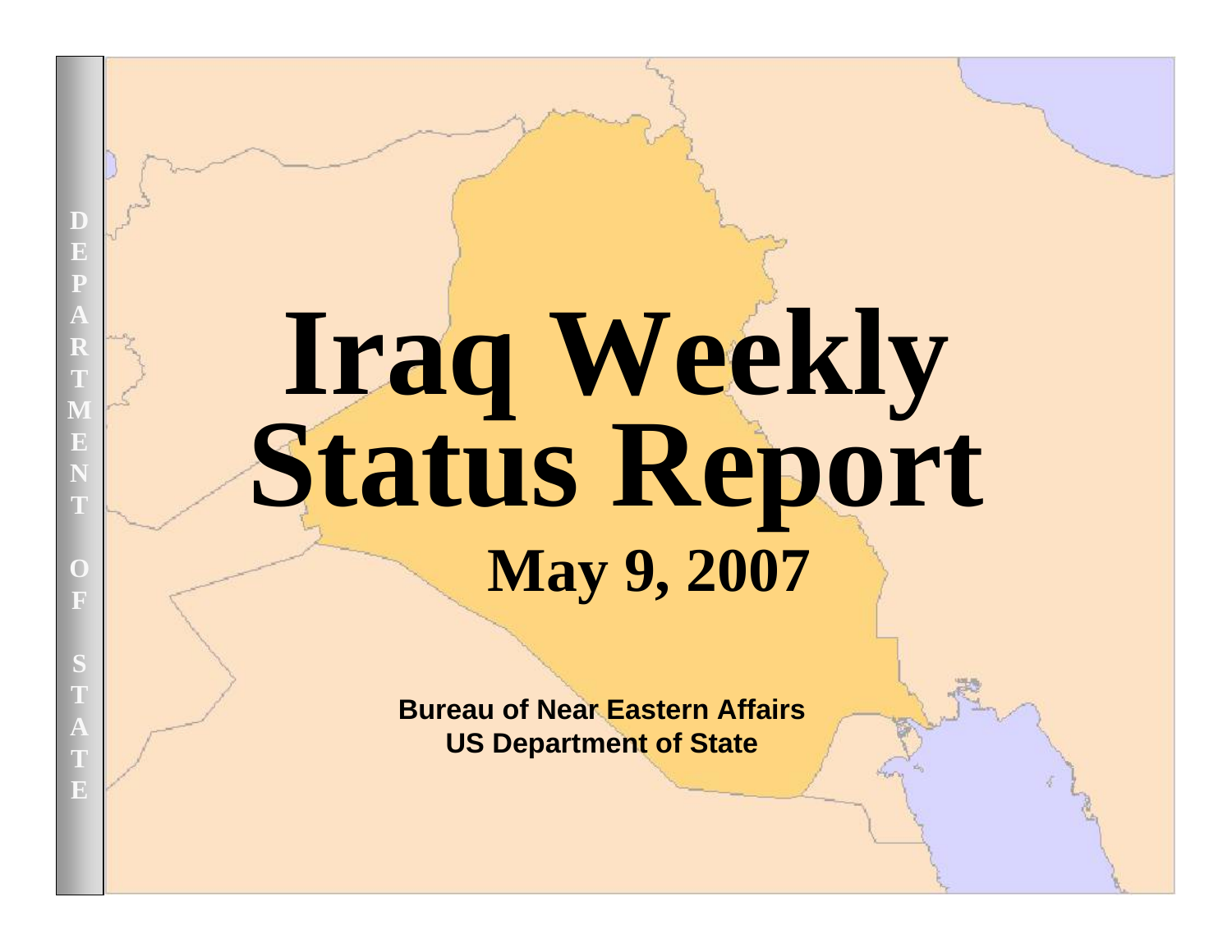# Iraq Weekly Status Report

## May 9, 2007

**Bureau of Near Eastern Affairs**
**US Department of State**

DEPARTMENT OF STATE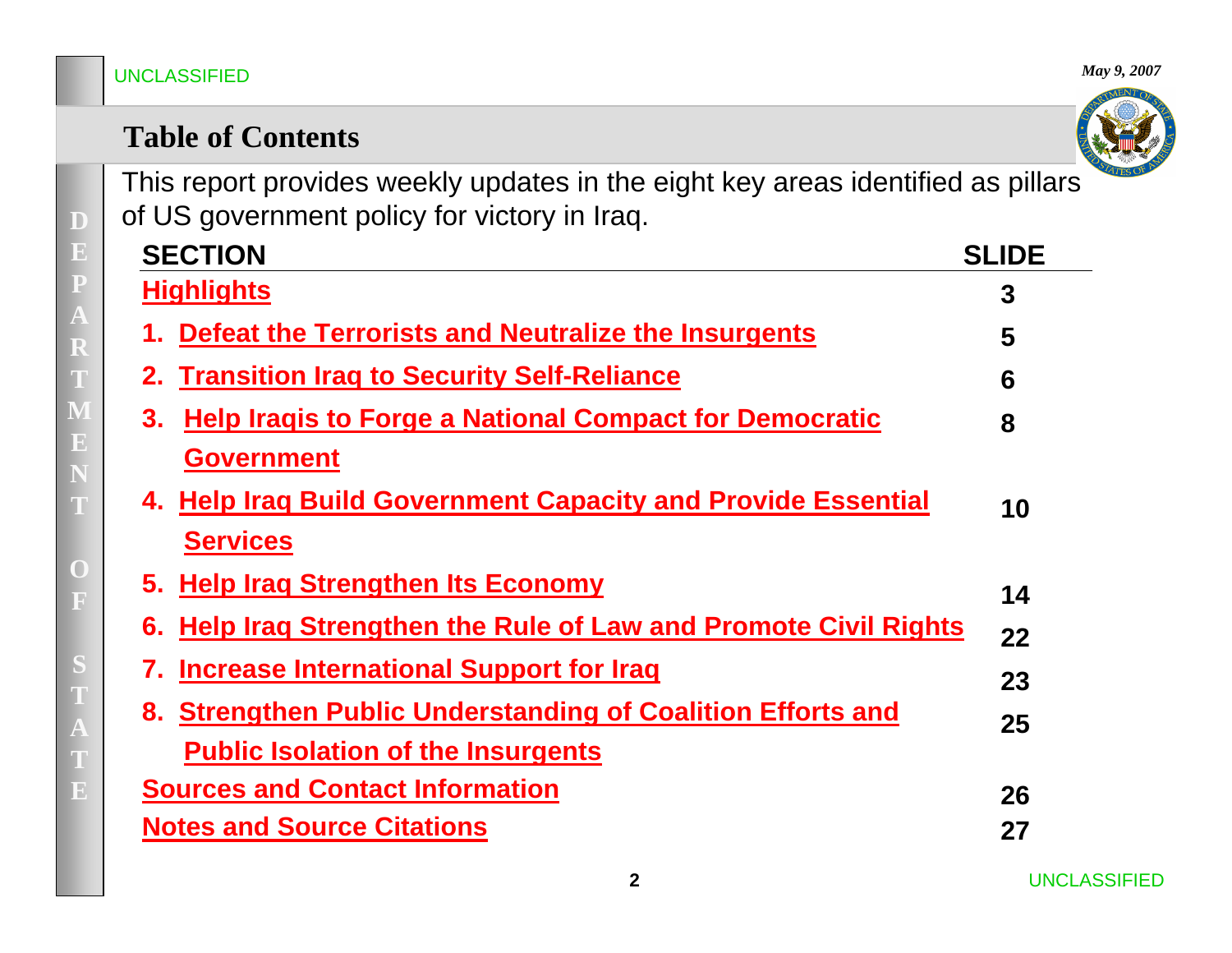# Table of Contents

This report provides weekly updates in the eight key areas identified as pillars of US government policy for victory in Iraq.

| SECTION | SLIDE |
|---|---|
| Highlights | 3 |
| 1. Defeat the Terrorists and Neutralize the Insurgents | 5 |
| 2. Transition Iraq to Security Self-Reliance | 6 |
| 3. Help Iraqis to Forge a National Compact for Democratic Government | 8 |
| 4. Help Iraq Build Government Capacity and Provide Essential Services | 10 |
| 5. Help Iraq Strengthen Its Economy | 14 |
| 6. Help Iraq Strengthen the Rule of Law and Promote Civil Rights | 22 |
| 7. Increase International Support for Iraq | 23 |
| 8. Strengthen Public Understanding of Coalition Efforts and Public Isolation of the Insurgents | 25 |
| Sources and Contact Information | 26 |
| Notes and Source Citations | 27 |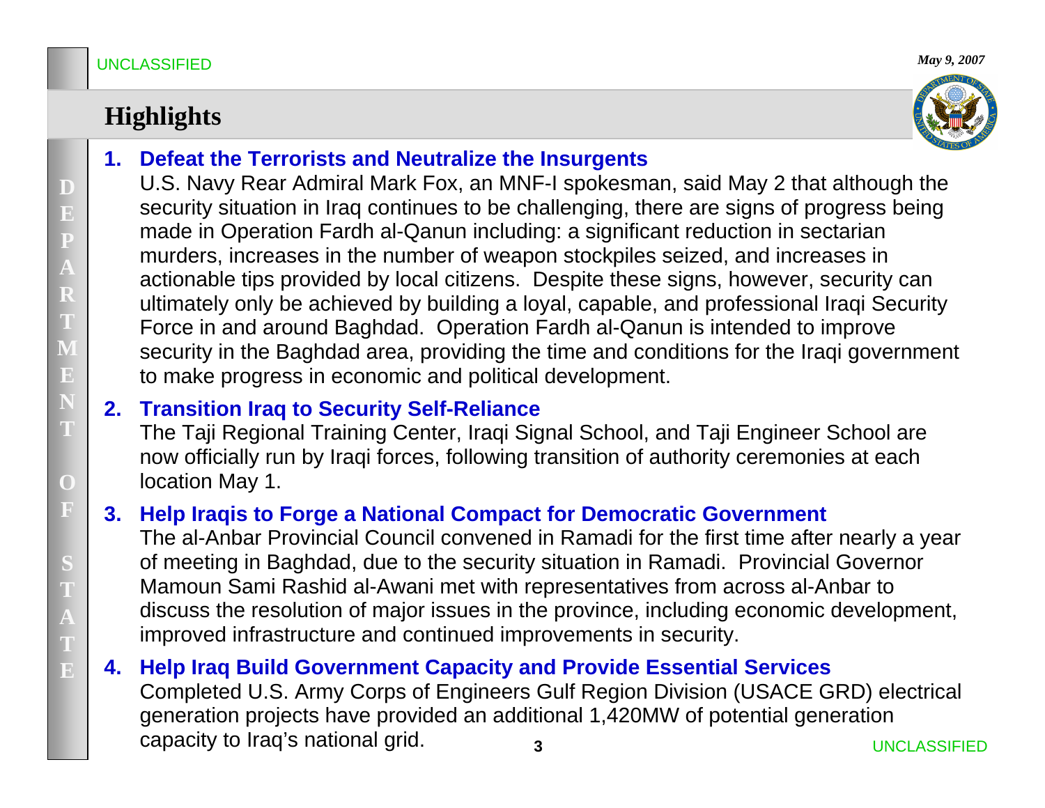## Highlights

1. **Defeat the Terrorists and Neutralize the Insurgents**

   U.S. Navy Rear Admiral Mark Fox, an MNF-I spokesman, said May 2 that although the security situation in Iraq continues to be challenging, there are signs of progress being made in Operation Fardh al-Qanun including: a significant reduction in sectarian murders, increases in the number of weapon stockpiles seized, and increases in actionable tips provided by local citizens. Despite these signs, however, security can ultimately only be achieved by building a loyal, capable, and professional Iraqi Security Force in and around Baghdad. Operation Fardh al-Qanun is intended to improve security in the Baghdad area, providing the time and conditions for the Iraqi government to make progress in economic and political development.

2. **Transition Iraq to Security Self-Reliance**

   The Taji Regional Training Center, Iraqi Signal School, and Taji Engineer School are now officially run by Iraqi forces, following transition of authority ceremonies at each location May 1.

3. **Help Iraqis to Forge a National Compact for Democratic Government**

   The al-Anbar Provincial Council convened in Ramadi for the first time after nearly a year of meeting in Baghdad, due to the security situation in Ramadi. Provincial Governor Mamoun Sami Rashid al-Awani met with representatives from across al-Anbar to discuss the resolution of major issues in the province, including economic development, improved infrastructure and continued improvements in security.

4. **Help Iraq Build Government Capacity and Provide Essential Services**

   Completed U.S. Army Corps of Engineers Gulf Region Division (USACE GRD) electrical generation projects have provided an additional 1,420MW of potential generation capacity to Iraq's national grid.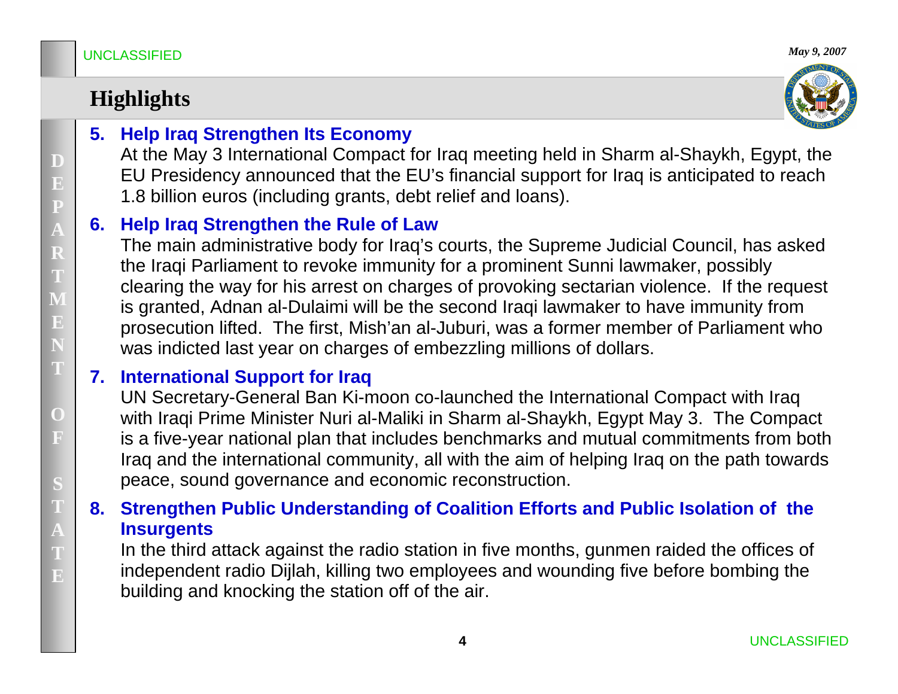# Highlights

5. **Help Iraq Strengthen Its Economy**
   At the May 3 International Compact for Iraq meeting held in Sharm al-Shaykh, Egypt, the EU Presidency announced that the EU's financial support for Iraq is anticipated to reach 1.8 billion euros (including grants, debt relief and loans).

6. **Help Iraq Strengthen the Rule of Law**
   The main administrative body for Iraq's courts, the Supreme Judicial Council, has asked the Iraqi Parliament to revoke immunity for a prominent Sunni lawmaker, possibly clearing the way for his arrest on charges of provoking sectarian violence. If the request is granted, Adnan al-Dulaimi will be the second Iraqi lawmaker to have immunity from prosecution lifted. The first, Mish'an al-Juburi, was a former member of Parliament who was indicted last year on charges of embezzling millions of dollars.

7. **International Support for Iraq**
   UN Secretary-General Ban Ki-moon co-launched the International Compact with Iraq with Iraqi Prime Minister Nuri al-Maliki in Sharm al-Shaykh, Egypt May 3. The Compact is a five-year national plan that includes benchmarks and mutual commitments from both Iraq and the international community, all with the aim of helping Iraq on the path towards peace, sound governance and economic reconstruction.

8. **Strengthen Public Understanding of Coalition Efforts and Public Isolation of the Insurgents**
   In the third attack against the radio station in five months, gunmen raided the offices of independent radio Dijlah, killing two employees and wounding five before bombing the building and knocking the station off of the air.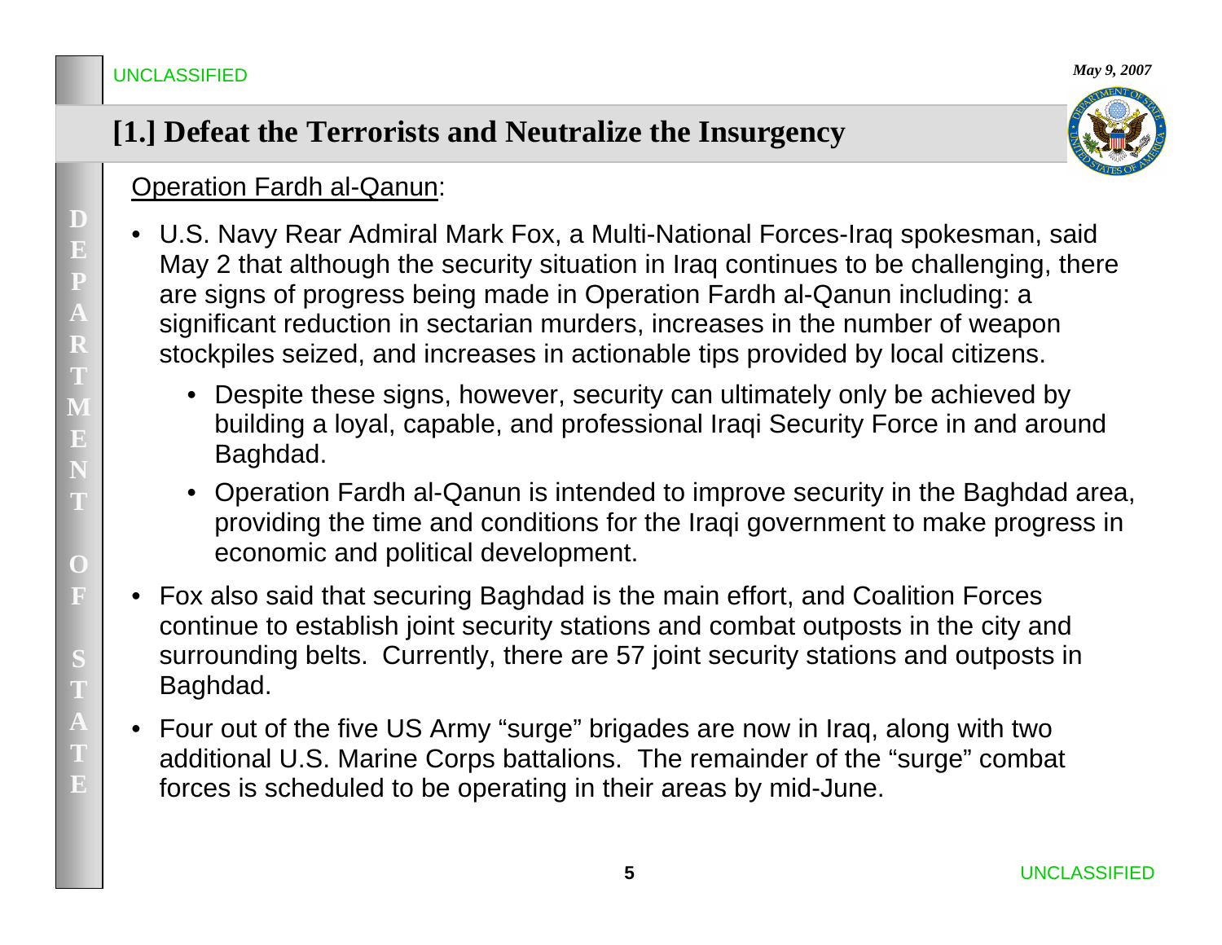## [1.] Defeat the Terrorists and Neutralize the Insurgency

Operation Fardh al-Qanun:

- U.S. Navy Rear Admiral Mark Fox, a Multi-National Forces-Iraq spokesman, said May 2 that although the security situation in Iraq continues to be challenging, there are signs of progress being made in Operation Fardh al-Qanun including: a significant reduction in sectarian murders, increases in the number of weapon stockpiles seized, and increases in actionable tips provided by local citizens.
  - Despite these signs, however, security can ultimately only be achieved by building a loyal, capable, and professional Iraqi Security Force in and around Baghdad.
  - Operation Fardh al-Qanun is intended to improve security in the Baghdad area, providing the time and conditions for the Iraqi government to make progress in economic and political development.
- Fox also said that securing Baghdad is the main effort, and Coalition Forces continue to establish joint security stations and combat outposts in the city and surrounding belts. Currently, there are 57 joint security stations and outposts in Baghdad.
- Four out of the five US Army "surge" brigades are now in Iraq, along with two additional U.S. Marine Corps battalions. The remainder of the "surge" combat forces is scheduled to be operating in their areas by mid-June.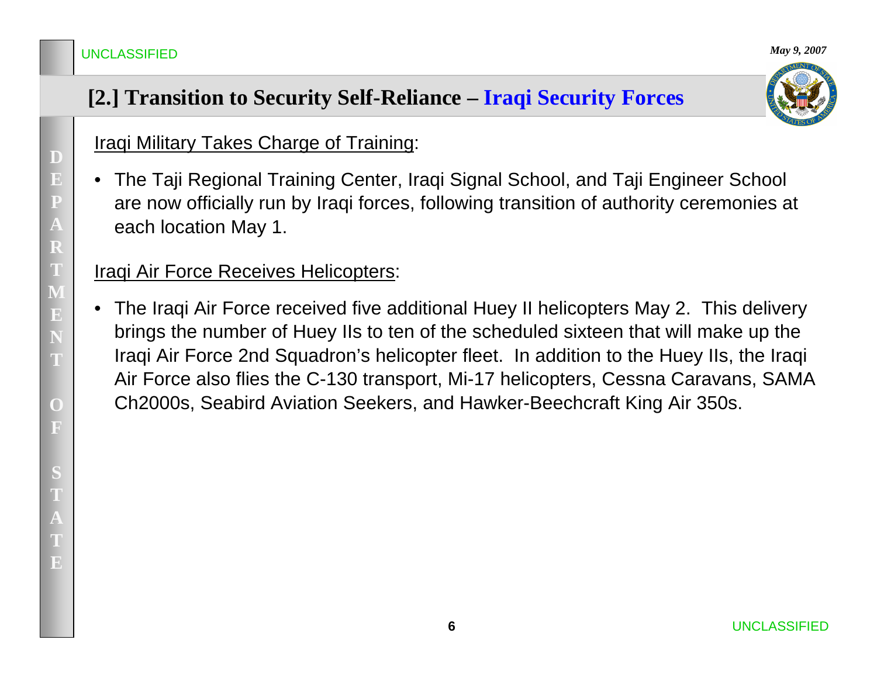## [2.] Transition to Security Self-Reliance – Iraqi Security Forces

Iraqi Military Takes Charge of Training:

- The Taji Regional Training Center, Iraqi Signal School, and Taji Engineer School are now officially run by Iraqi forces, following transition of authority ceremonies at each location May 1.

Iraqi Air Force Receives Helicopters:

- The Iraqi Air Force received five additional Huey II helicopters May 2. This delivery brings the number of Huey IIs to ten of the scheduled sixteen that will make up the Iraqi Air Force 2nd Squadron's helicopter fleet. In addition to the Huey IIs, the Iraqi Air Force also flies the C-130 transport, Mi-17 helicopters, Cessna Caravans, SAMA Ch2000s, Seabird Aviation Seekers, and Hawker-Beechcraft King Air 350s.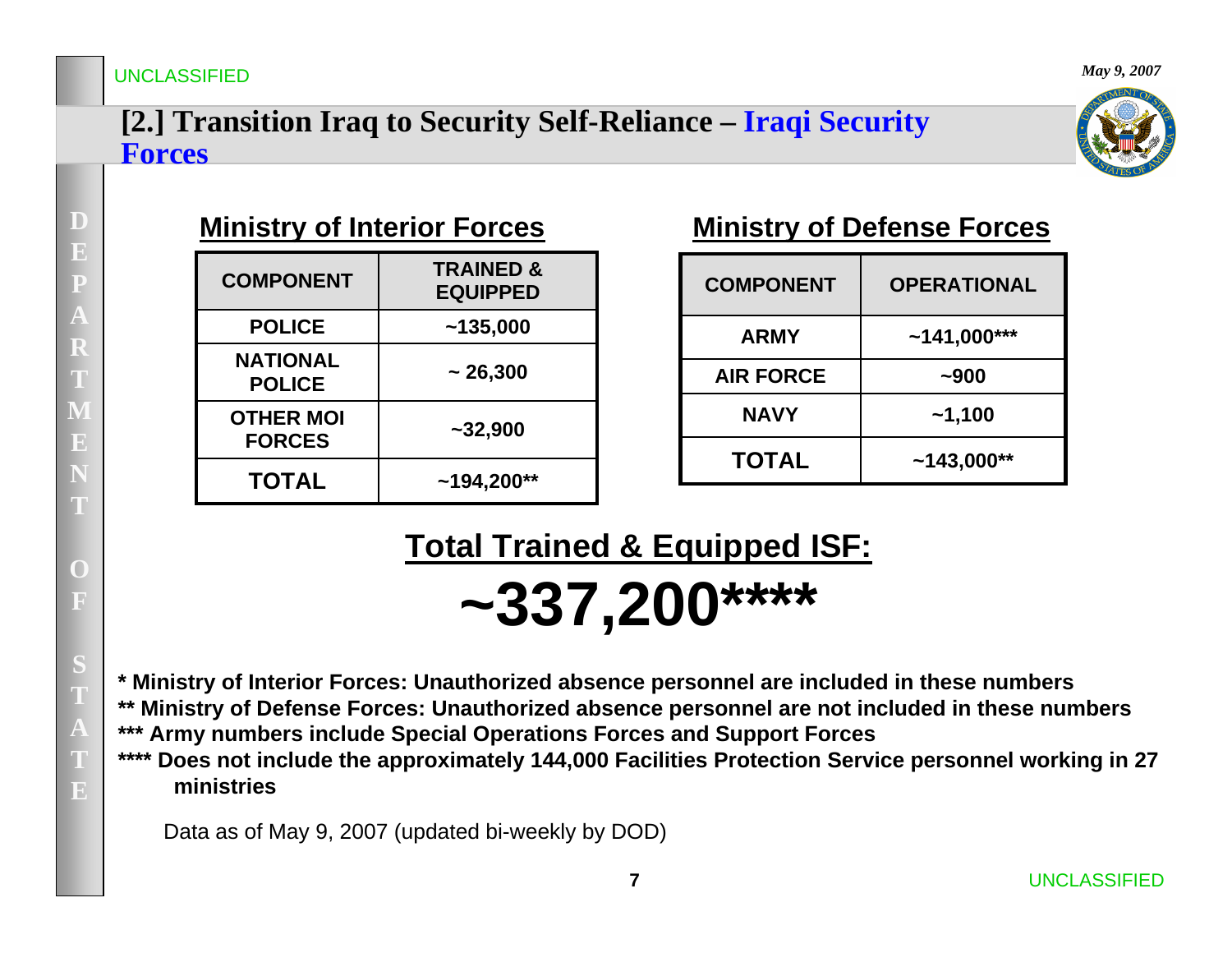# [2.] Transition Iraq to Security Self-Reliance – Iraqi Security Forces

## Ministry of Interior Forces

| COMPONENT | TRAINED & EQUIPPED |
|---|---|
| POLICE | ~135,000 |
| NATIONAL POLICE | ~ 26,300 |
| OTHER MOI FORCES | ~32,900 |
| TOTAL | ~194,200** |

## Ministry of Defense Forces

| COMPONENT | OPERATIONAL |
|---|---|
| ARMY | ~141,000*** |
| AIR FORCE | ~900 |
| NAVY | ~1,100 |
| TOTAL | ~143,000** |

## Total Trained & Equipped ISF:

# ~337,200****

**\* Ministry of Interior Forces: Unauthorized absence personnel are included in these numbers**

**\** Ministry of Defense Forces: Unauthorized absence personnel are not included in these numbers**

**\*** Army numbers include Special Operations Forces and Support Forces**

**\**** Does not include the approximately 144,000 Facilities Protection Service personnel working in 27 ministries**

Data as of May 9, 2007 (updated bi-weekly by DOD)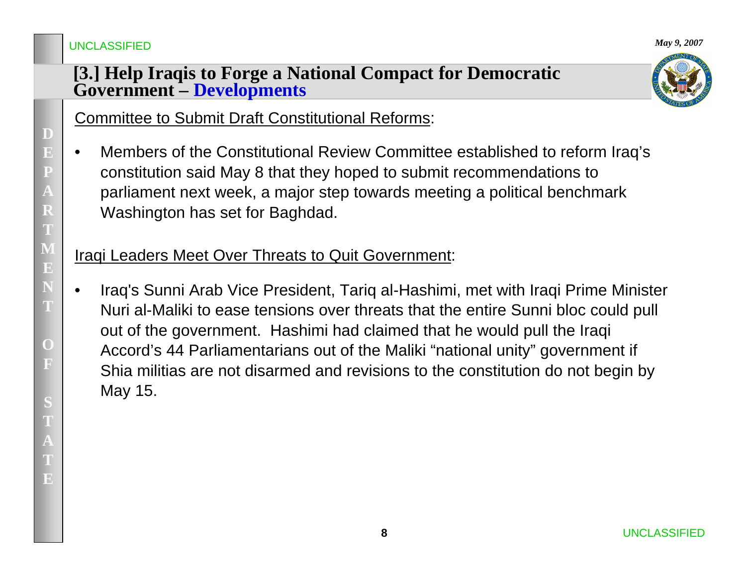## [3.] Help Iraqis to Forge a National Compact for Democratic Government – Developments

Committee to Submit Draft Constitutional Reforms:

- Members of the Constitutional Review Committee established to reform Iraq's constitution said May 8 that they hoped to submit recommendations to parliament next week, a major step towards meeting a political benchmark Washington has set for Baghdad.

Iraqi Leaders Meet Over Threats to Quit Government:

- Iraq's Sunni Arab Vice President, Tariq al-Hashimi, met with Iraqi Prime Minister Nuri al-Maliki to ease tensions over threats that the entire Sunni bloc could pull out of the government. Hashimi had claimed that he would pull the Iraqi Accord's 44 Parliamentarians out of the Maliki "national unity" government if Shia militias are not disarmed and revisions to the constitution do not begin by May 15.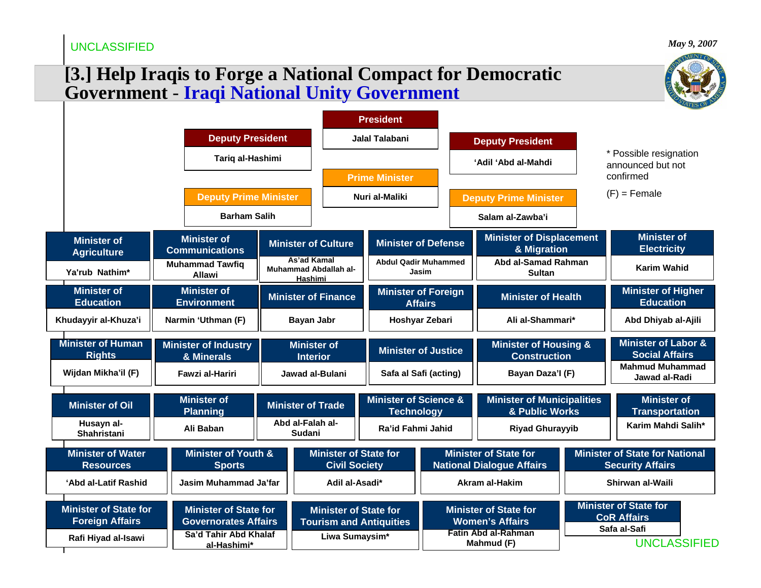UNCLASSIFIED

*May 9, 2007*

# [3.] Help Iraqis to Forge a National Compact for Democratic Government - Iraqi National Unity Government

| Position | Name |
|---|---|
| President | Jalal Talabani |
| Deputy President | Tariq al-Hashimi |
| Deputy President | ‘Adil ‘Abd al-Mahdi |
| Prime Minister | Nuri al-Maliki |
| Deputy Prime Minister | Barham Salih |
| Deputy Prime Minister | Salam al-Zawba’i |

\* Possible resignation announced but not confirmed

(F) = Female

| Position | Name |
|---|---|
| Minister of Agriculture | Ya'rub Nathim* |
| Minister of Communications | Muhammad Tawfiq Allawi |
| Minister of Culture | As’ad Kamal Muhammad Abdallah al-Hashimi |
| Minister of Defense | Abdul Qadir Muhammed Jasim |
| Minister of Displacement & Migration | Abd al-Samad Rahman Sultan |
| Minister of Electricity | Karim Wahid |
| Minister of Education | Khudayyir al-Khuza’i |
| Minister of Environment | Narmin ‘Uthman (F) |
| Minister of Finance | Bayan Jabr |
| Minister of Foreign Affairs | Hoshyar Zebari |
| Minister of Health | Ali al-Shammari* |
| Minister of Higher Education | Abd Dhiyab al-Ajili |
| Minister of Human Rights | Wijdan Mikha’il (F) |
| Minister of Industry & Minerals | Fawzi al-Hariri |
| Minister of Interior | Jawad al-Bulani |
| Minister of Justice | Safa al Safi (acting) |
| Minister of Housing & Construction | Bayan Daza’l (F) |
| Minister of Labor & Social Affairs | Mahmud Muhammad Jawad al-Radi |
| Minister of Oil | Husayn al-Shahristani |
| Minister of Planning | Ali Baban |
| Minister of Trade | Abd al-Falah al-Sudani |
| Minister of Science & Technology | Ra’id Fahmi Jahid |
| Minister of Municipalities & Public Works | Riyad Ghurayyib |
| Minister of Transportation | Karim Mahdi Salih* |
| Minister of Water Resources | ‘Abd al-Latif Rashid |
| Minister of Youth & Sports | Jasim Muhammad Ja’far |
| Minister of State for Civil Society | Adil al-Asadi* |
| Minister of State for National Dialogue Affairs | Akram al-Hakim |
| Minister of State for National Security Affairs | Shirwan al-Waili |
| Minister of State for Foreign Affairs | Rafi Hiyad al-Isawi |
| Minister of State for Governorates Affairs | Sa’d Tahir Abd Khalaf al-Hashimi* |
| Minister of State for Tourism and Antiquities | Liwa Sumaysim* |
| Minister of State for Women’s Affairs | Fatin Abd al-Rahman Mahmud (F) |
| Minister of State for CoR Affairs | Safa al-Safi |

UNCLASSIFIED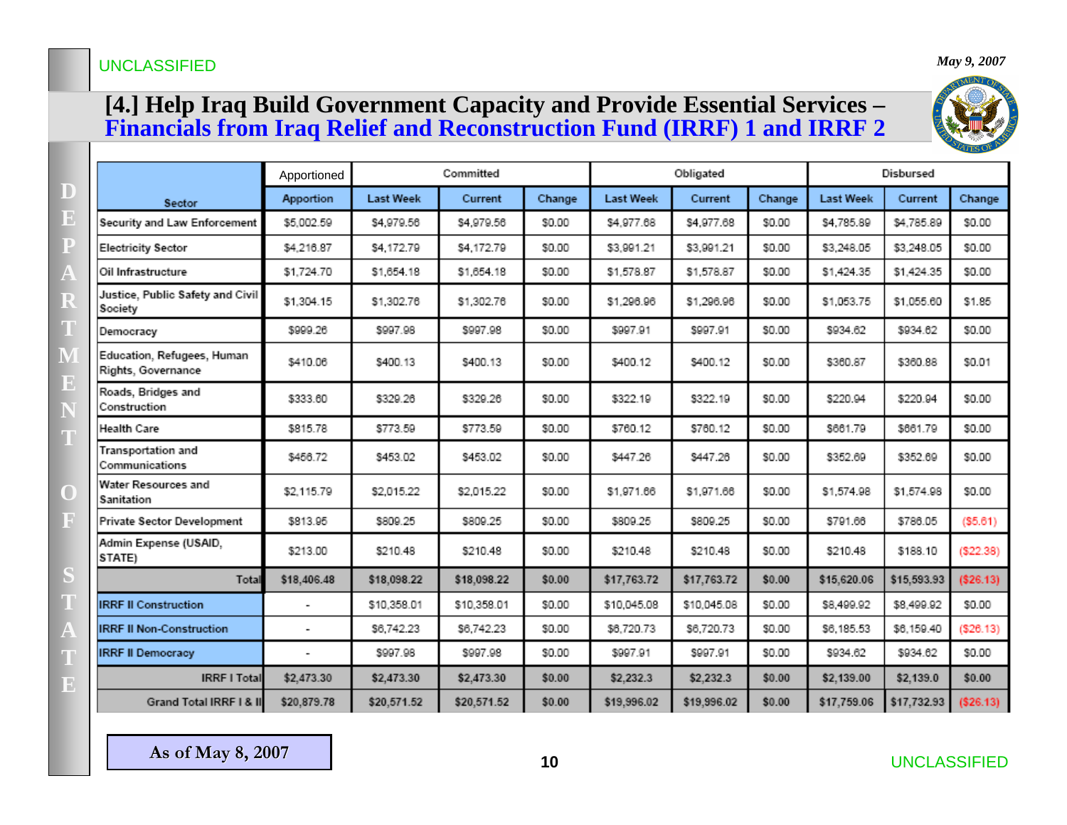UNCLASSIFIED

May 9, 2007

# [4.] Help Iraq Build Government Capacity and Provide Essential Services – Financials from Iraq Relief and Reconstruction Fund (IRRF) 1 and IRRF 2

| Sector | Apportioned | Committed | | | Obligated | | | Disbursed | | |
|---|---|---|---|---|---|---|---|---|---|---|
| | Apportion | Last Week | Current | Change | Last Week | Current | Change | Last Week | Current | Change |
| Security and Law Enforcement | $5,002.59 | $4,979.56 | $4,979.56 | $0.00 | $4,977.68 | $4,977.68 | $0.00 | $4,785.89 | $4,785.89 | $0.00 |
| Electricity Sector | $4,216.87 | $4,172.79 | $4,172.79 | $0.00 | $3,991.21 | $3,991.21 | $0.00 | $3,248.05 | $3,248.05 | $0.00 |
| Oil Infrastructure | $1,724.70 | $1,654.18 | $1,654.18 | $0.00 | $1,578.87 | $1,578.87 | $0.00 | $1,424.35 | $1,424.35 | $0.00 |
| Justice, Public Safety and Civil Society | $1,304.15 | $1,302.76 | $1,302.76 | $0.00 | $1,296.96 | $1,296.96 | $0.00 | $1,053.75 | $1,055.60 | $1.85 |
| Democracy | $999.26 | $997.98 | $997.98 | $0.00 | $997.91 | $997.91 | $0.00 | $934.62 | $934.62 | $0.00 |
| Education, Refugees, Human Rights, Governance | $410.06 | $400.13 | $400.13 | $0.00 | $400.12 | $400.12 | $0.00 | $360.87 | $360.88 | $0.01 |
| Roads, Bridges and Construction | $333.60 | $329.26 | $329.26 | $0.00 | $322.19 | $322.19 | $0.00 | $220.94 | $220.94 | $0.00 |
| Health Care | $815.78 | $773.59 | $773.59 | $0.00 | $760.12 | $760.12 | $0.00 | $661.79 | $661.79 | $0.00 |
| Transportation and Communications | $456.72 | $453.02 | $453.02 | $0.00 | $447.26 | $447.26 | $0.00 | $352.69 | $352.69 | $0.00 |
| Water Resources and Sanitation | $2,115.79 | $2,015.22 | $2,015.22 | $0.00 | $1,971.66 | $1,971.66 | $0.00 | $1,574.98 | $1,574.98 | $0.00 |
| Private Sector Development | $813.95 | $809.25 | $809.25 | $0.00 | $809.25 | $809.25 | $0.00 | $791.66 | $786.05 | ($5.61) |
| Admin Expense (USAID, STATE) | $213.00 | $210.48 | $210.48 | $0.00 | $210.48 | $210.48 | $0.00 | $210.48 | $188.10 | ($22.38) |
| **Total** | **$18,406.48** | **$18,098.22** | **$18,098.22** | **$0.00** | **$17,763.72** | **$17,763.72** | **$0.00** | **$15,620.06** | **$15,593.93** | **($26.13)** |
| IRRF II Construction | - | $10,358.01 | $10,358.01 | $0.00 | $10,045.08 | $10,045.08 | $0.00 | $8,499.92 | $8,499.92 | $0.00 |
| IRRF II Non-Construction | - | $6,742.23 | $6,742.23 | $0.00 | $6,720.73 | $6,720.73 | $0.00 | $6,185.53 | $6,159.40 | ($26.13) |
| IRRF II Democracy | - | $997.98 | $997.98 | $0.00 | $997.91 | $997.91 | $0.00 | $934.62 | $934.62 | $0.00 |
| **IRRF I Total** | **$2,473.30** | **$2,473.30** | **$2,473.30** | **$0.00** | **$2,232.3** | **$2,232.3** | **$0.00** | **$2,139.00** | **$2,139.0** | **$0.00** |
| **Grand Total IRRF I & II** | **$20,879.78** | **$20,571.52** | **$20,571.52** | **$0.00** | **$19,996.02** | **$19,996.02** | **$0.00** | **$17,759.06** | **$17,732.93** | **($26.13)** |

As of May 8, 2007

UNCLASSIFIED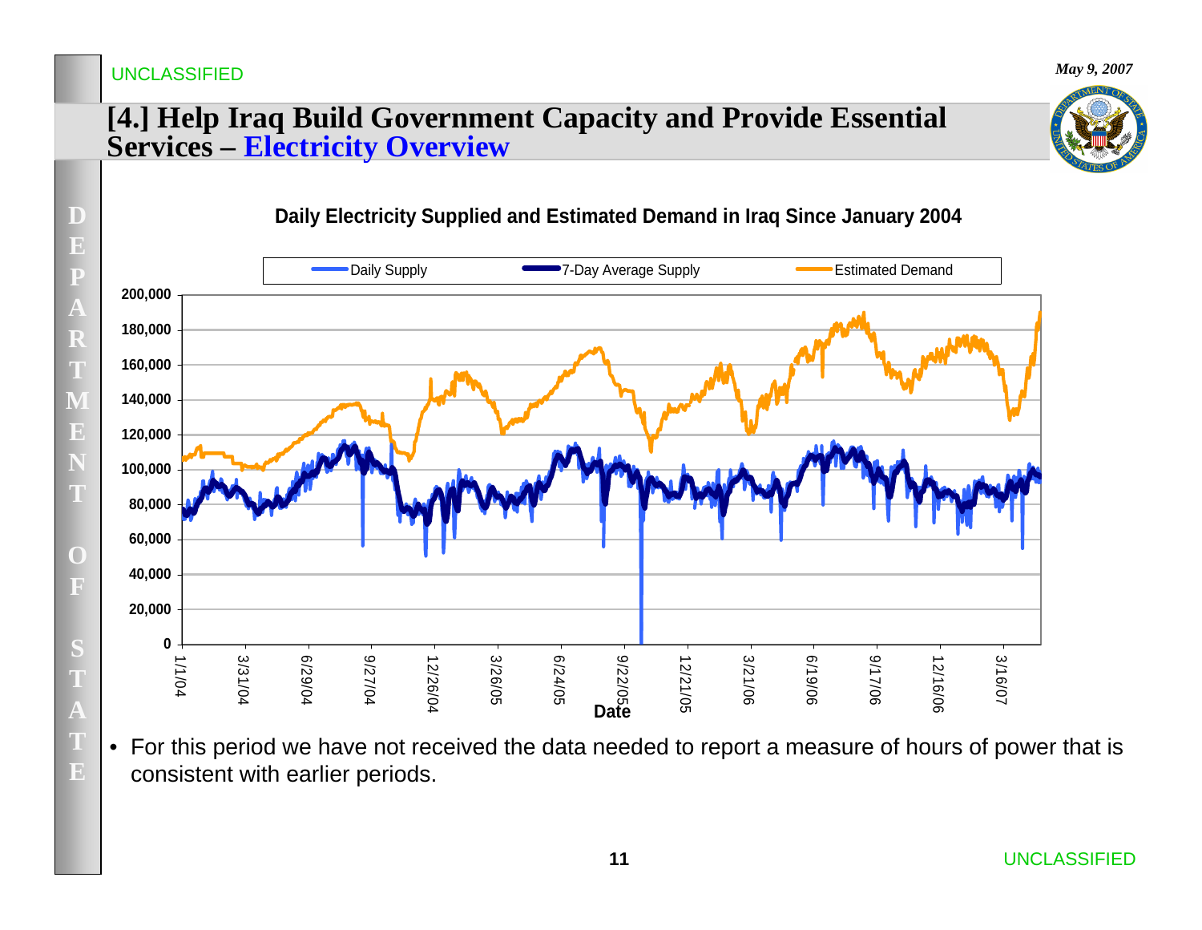UNCLASSIFIED

*May 9, 2007*

# [4.] Help Iraq Build Government Capacity and Provide Essential Services – Electricity Overview

**Daily Electricity Supplied and Estimated Demand in Iraq Since January 2004**

- For this period we have not received the data needed to report a measure of hours of power that is consistent with earlier periods.

UNCLASSIFIED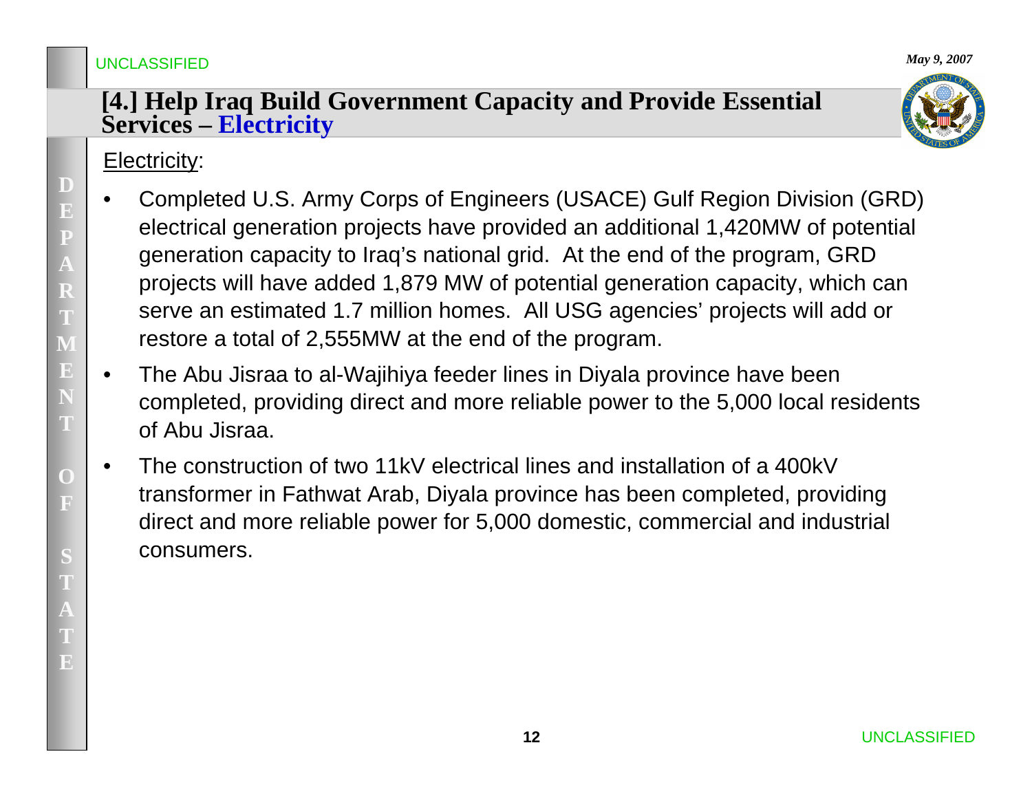UNCLASSIFIED

*May 9, 2007*

## [4.] Help Iraq Build Government Capacity and Provide Essential Services – Electricity

Electricity:

- Completed U.S. Army Corps of Engineers (USACE) Gulf Region Division (GRD) electrical generation projects have provided an additional 1,420MW of potential generation capacity to Iraq's national grid. At the end of the program, GRD projects will have added 1,879 MW of potential generation capacity, which can serve an estimated 1.7 million homes. All USG agencies' projects will add or restore a total of 2,555MW at the end of the program.
- The Abu Jisraa to al-Wajihiya feeder lines in Diyala province have been completed, providing direct and more reliable power to the 5,000 local residents of Abu Jisraa.
- The construction of two 11kV electrical lines and installation of a 400kV transformer in Fathwat Arab, Diyala province has been completed, providing direct and more reliable power for 5,000 domestic, commercial and industrial consumers.

UNCLASSIFIED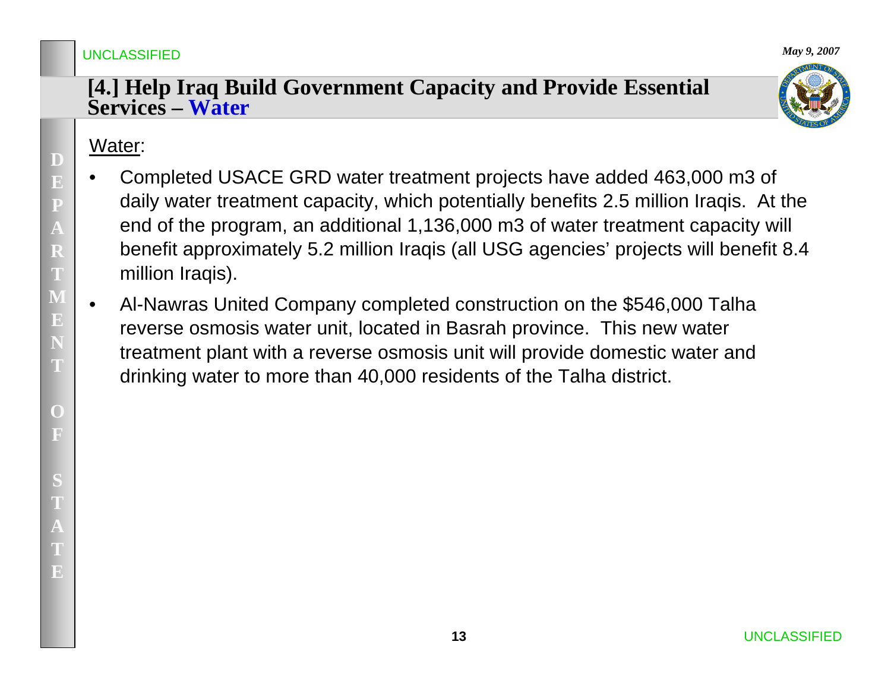## [4.] Help Iraq Build Government Capacity and Provide Essential Services – Water

Water:

- Completed USACE GRD water treatment projects have added 463,000 m3 of daily water treatment capacity, which potentially benefits 2.5 million Iraqis. At the end of the program, an additional 1,136,000 m3 of water treatment capacity will benefit approximately 5.2 million Iraqis (all USG agencies' projects will benefit 8.4 million Iraqis).
- Al-Nawras United Company completed construction on the $546,000 Talha reverse osmosis water unit, located in Basrah province. This new water treatment plant with a reverse osmosis unit will provide domestic water and drinking water to more than 40,000 residents of the Talha district.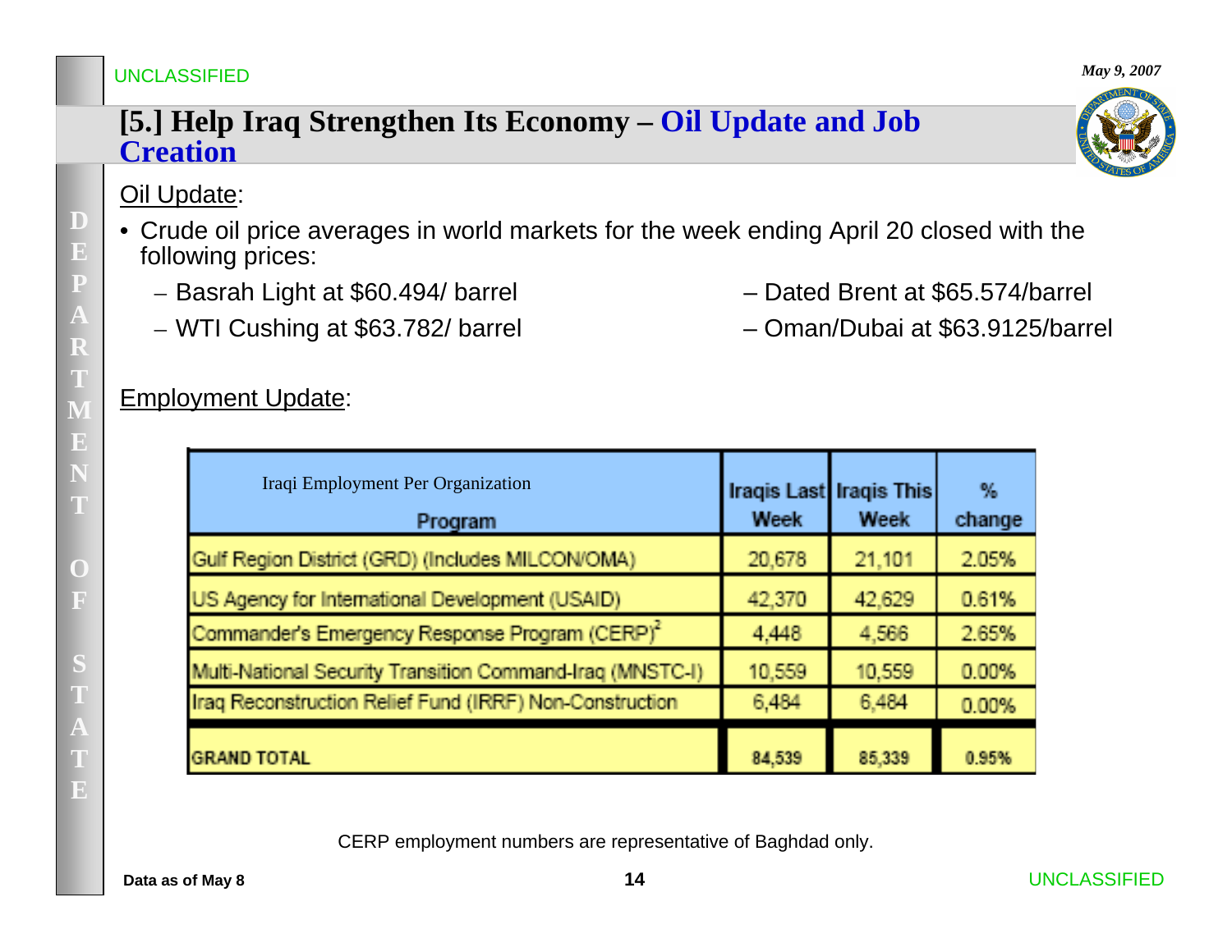UNCLASSIFIED

*May 9, 2007*

# [5.] Help Iraq Strengthen Its Economy – Oil Update and Job Creation

Oil Update:

- Crude oil price averages in world markets for the week ending April 20 closed with the following prices:
  - Basrah Light at $60.494/ barrel
  - WTI Cushing at $63.782/ barrel
  - Dated Brent at $65.574/barrel
  - Oman/Dubai at $63.9125/barrel

Employment Update:

| Iraqi Employment Per Organization<br>Program | Iraqis Last Week | Iraqis This Week | % change |
|---|---|---|---|
| Gulf Region District (GRD) (Includes MILCON/OMA) | 20,678 | 21,101 | 2.05% |
| US Agency for International Development (USAID) | 42,370 | 42,629 | 0.61% |
| Commander's Emergency Response Program (CERP)[2] | 4,448 | 4,566 | 2.65% |
| Multi-National Security Transition Command-Iraq (MNSTC-I) | 10,559 | 10,559 | 0.00% |
| Iraq Reconstruction Relief Fund (IRRF) Non-Construction | 6,484 | 6,484 | 0.00% |
| **GRAND TOTAL** | **84,539** | **85,339** | **0.95%** |

CERP employment numbers are representative of Baghdad only.

**Data as of May 8**

UNCLASSIFIED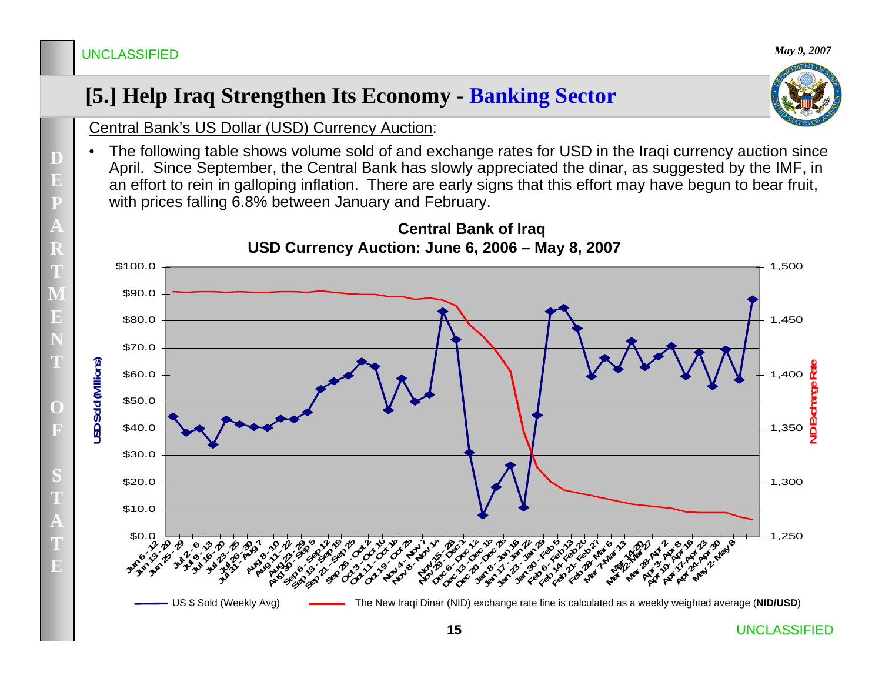UNCLASSIFIED

*May 9, 2007*

# [5.] Help Iraq Strengthen Its Economy - Banking Sector

Central Bank's US Dollar (USD) Currency Auction:

- The following table shows volume sold of and exchange rates for USD in the Iraqi currency auction since April. Since September, the Central Bank has slowly appreciated the dinar, as suggested by the IMF, in an effort to rein in galloping inflation. There are early signs that this effort may have begun to bear fruit, with prices falling 6.8% between January and February.

**Central Bank of Iraq**
**USD Currency Auction: June 6, 2006 – May 8, 2007**

US $ Sold (Weekly Avg) — The New Iraqi Dinar (NID) exchange rate line is calculated as a weekly weighted average (**NID/USD**)

UNCLASSIFIED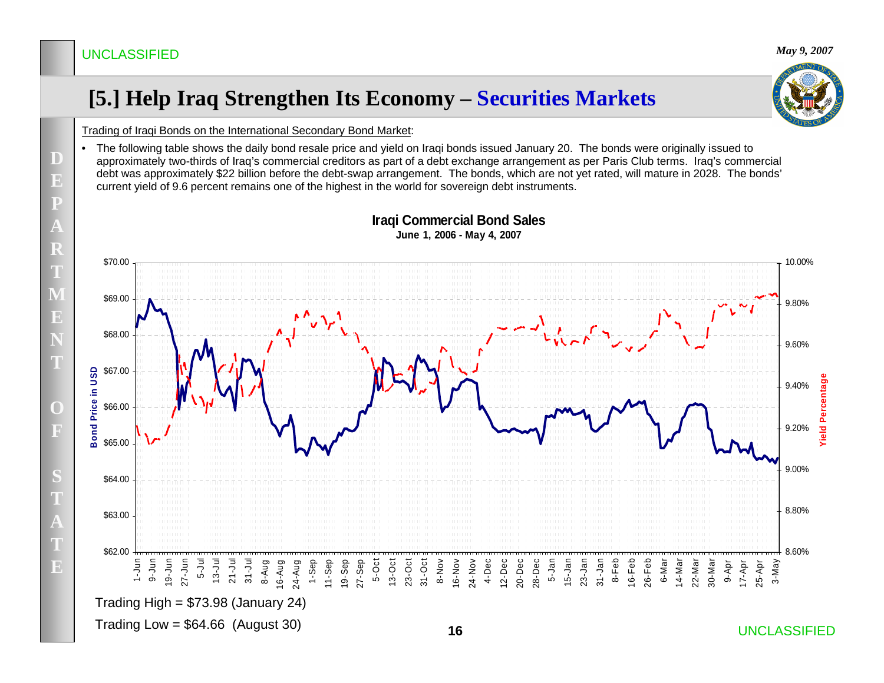# [5.] Help Iraq Strengthen Its Economy – Securities Markets

Trading of Iraqi Bonds on the International Secondary Bond Market:

- The following table shows the daily bond resale price and yield on Iraqi bonds issued January 20. The bonds were originally issued to approximately two-thirds of Iraq's commercial creditors as part of a debt exchange arrangement as per Paris Club terms. Iraq's commercial debt was approximately $22 billion before the debt-swap arrangement. The bonds, which are not yet rated, will mature in 2028. The bonds' current yield of 9.6 percent remains one of the highest in the world for sovereign debt instruments.

**Iraqi Commercial Bond Sales**
**June 1, 2006 - May 4, 2007**

Trading High = $73.98 (January 24)

Trading Low = $64.66 (August 30)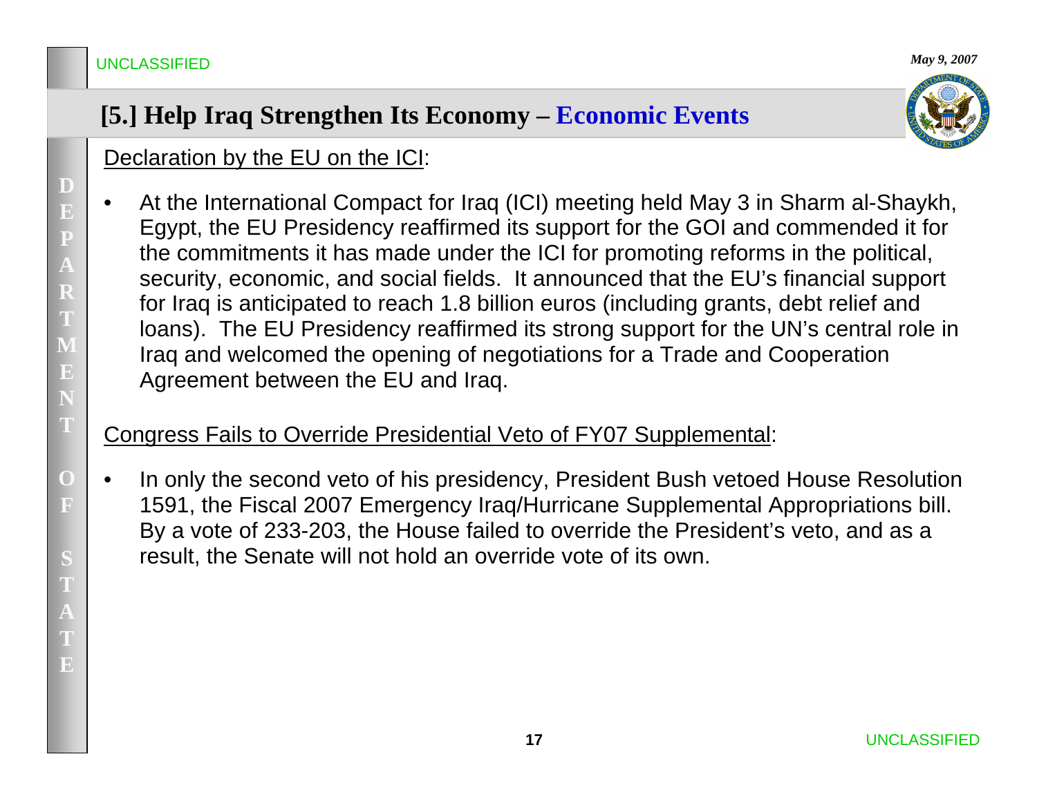## [5.] Help Iraq Strengthen Its Economy – Economic Events

Declaration by the EU on the ICI:

- At the International Compact for Iraq (ICI) meeting held May 3 in Sharm al-Shaykh, Egypt, the EU Presidency reaffirmed its support for the GOI and commended it for the commitments it has made under the ICI for promoting reforms in the political, security, economic, and social fields. It announced that the EU's financial support for Iraq is anticipated to reach 1.8 billion euros (including grants, debt relief and loans). The EU Presidency reaffirmed its strong support for the UN's central role in Iraq and welcomed the opening of negotiations for a Trade and Cooperation Agreement between the EU and Iraq.

Congress Fails to Override Presidential Veto of FY07 Supplemental:

- In only the second veto of his presidency, President Bush vetoed House Resolution 1591, the Fiscal 2007 Emergency Iraq/Hurricane Supplemental Appropriations bill. By a vote of 233-203, the House failed to override the President's veto, and as a result, the Senate will not hold an override vote of its own.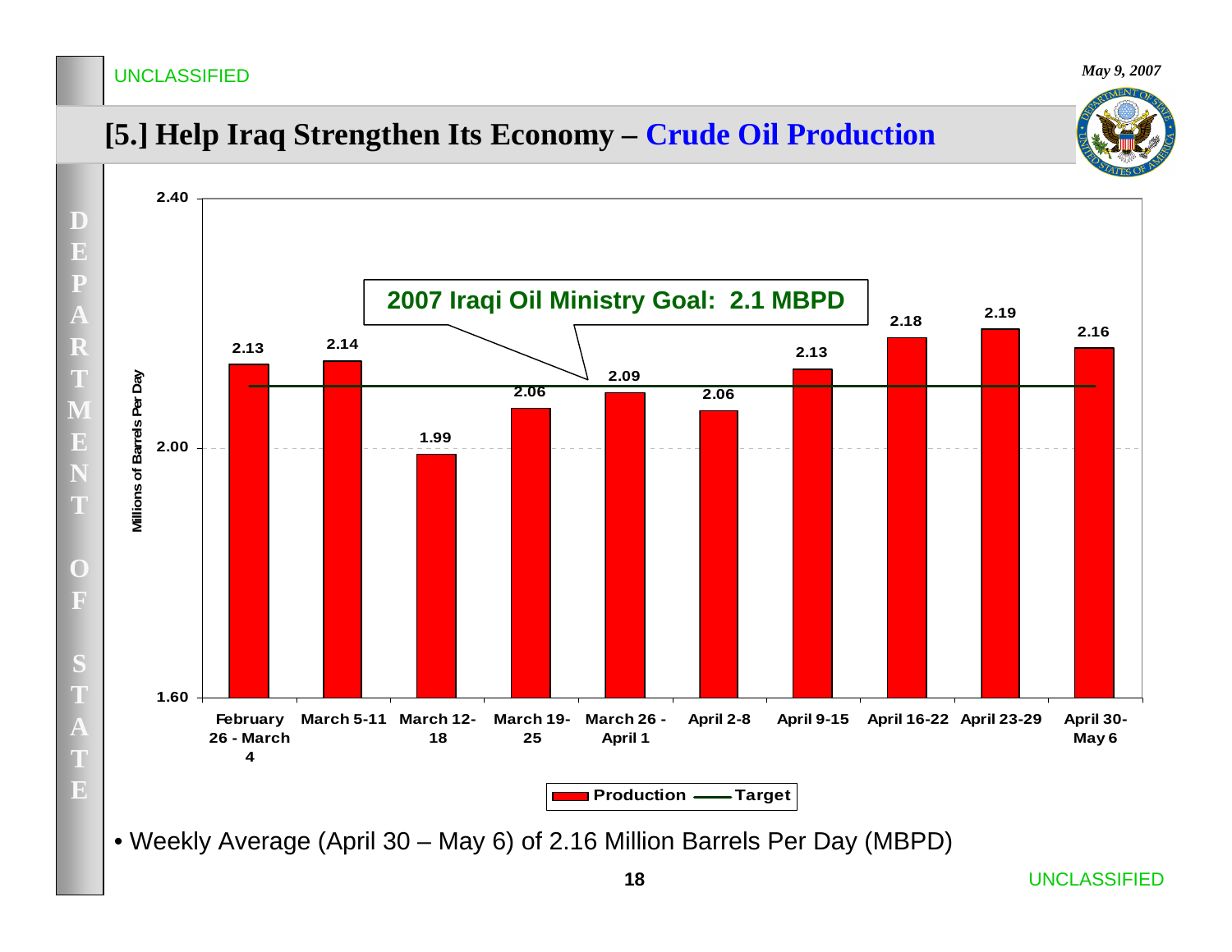UNCLASSIFIED

*May 9, 2007*

# [5.] Help Iraq Strengthen Its Economy – Crude Oil Production

**2007 Iraqi Oil Ministry Goal: 2.1 MBPD**

| Week | Production (Millions of Barrels Per Day) | Target |
|---|---|---|
| February 26 - March 4 | 2.13 | 2.1 |
| March 5-11 | 2.14 | 2.1 |
| March 12-18 | 1.99 | 2.1 |
| March 19-25 | 2.06 | 2.1 |
| March 26 - April 1 | 2.09 | 2.1 |
| April 2-8 | 2.06 | 2.1 |
| April 9-15 | 2.13 | 2.1 |
| April 16-22 | 2.18 | 2.1 |
| April 23-29 | 2.19 | 2.1 |
| April 30-May 6 | 2.16 | 2.1 |

- Weekly Average (April 30 – May 6) of 2.16 Million Barrels Per Day (MBPD)

UNCLASSIFIED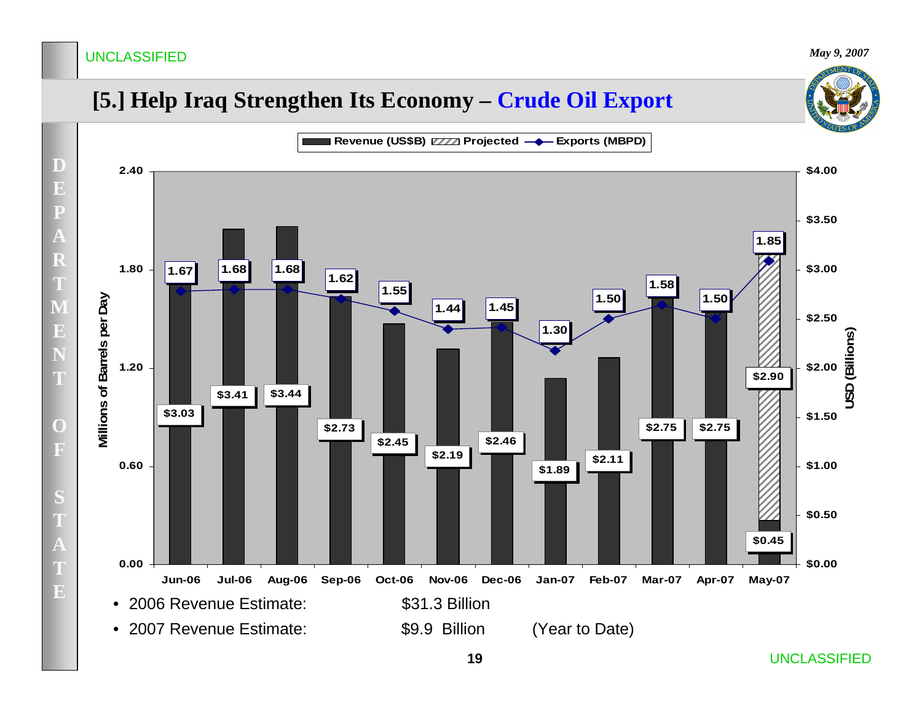UNCLASSIFIED

*May 9, 2007*

# [5.] Help Iraq Strengthen Its Economy – Crude Oil Export

Revenue (US$B) | Projected | Exports (MBPD)

| Month | Exports (MBPD) | Revenue (US$B) |
|---|---|---|
| Jun-06 | 1.67 | $3.03 |
| Jul-06 | 1.68 | $3.41 |
| Aug-06 | 1.68 | $3.44 |
| Sep-06 | 1.62 | $2.73 |
| Oct-06 | 1.55 | $2.45 |
| Nov-06 | 1.44 | $2.19 |
| Dec-06 | 1.45 | $2.46 |
| Jan-07 | 1.30 | $1.89 |
| Feb-07 | 1.50 | $2.11 |
| Mar-07 | 1.58 | $2.75 |
| Apr-07 | 1.50 | $2.75 |
| May-07 | 1.85 | $0.45 (Projected: $2.90) |

Left axis: Millions of Barrels per Day; Right axis: USD (Billions)

- 2006 Revenue Estimate: $31.3 Billion
- 2007 Revenue Estimate: $9.9 Billion (Year to Date)

UNCLASSIFIED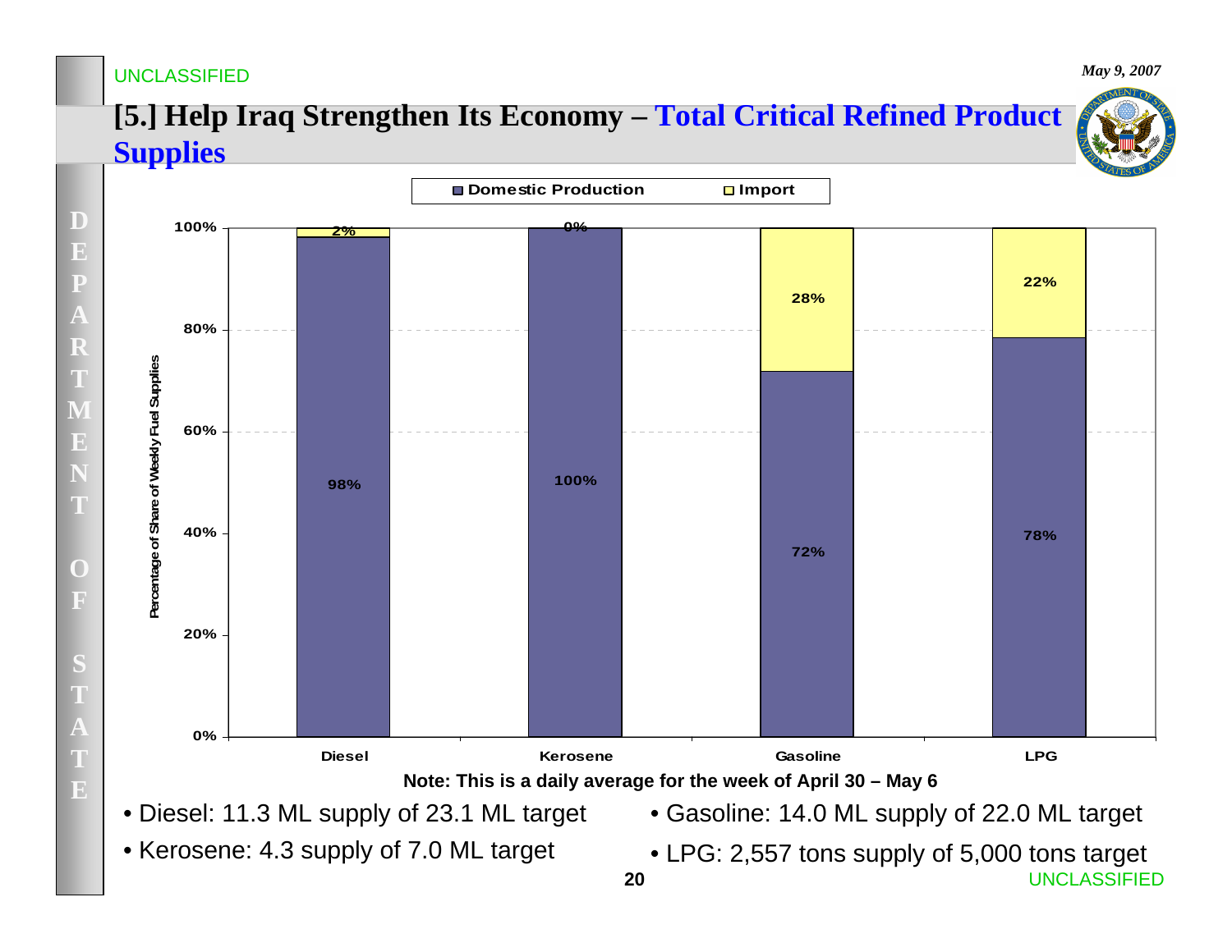# [5.] Help Iraq Strengthen Its Economy – Total Critical Refined Product Supplies

| | Diesel | Kerosene | Gasoline | LPG |
|---|---|---|---|---|
| Domestic Production | 98% | 100% | 72% | 78% |
| Import | 2% | 0% | 28% | 22% |

Percentage of Share of Weekly Fuel Supplies

**Note: This is a daily average for the week of April 30 – May 6**

- Diesel: 11.3 ML supply of 23.1 ML target
- Kerosene: 4.3 supply of 7.0 ML target
- Gasoline: 14.0 ML supply of 22.0 ML target
- LPG: 2,557 tons supply of 5,000 tons target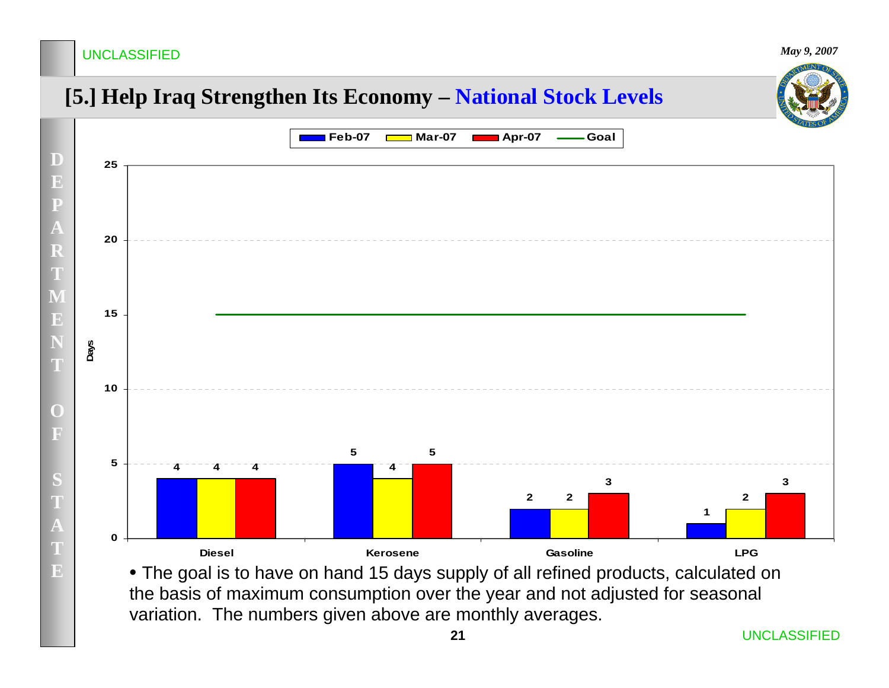UNCLASSIFIED

*May 9, 2007*

# [5.] Help Iraq Strengthen Its Economy – National Stock Levels

| Product | Feb-07 | Mar-07 | Apr-07 | Goal |
|---|---|---|---|---|
| Diesel | 4 | 4 | 4 | 15 |
| Kerosene | 5 | 4 | 5 | 15 |
| Gasoline | 2 | 2 | 3 | 15 |
| LPG | 1 | 2 | 3 | 15 |

(Values in Days)

- The goal is to have on hand 15 days supply of all refined products, calculated on the basis of maximum consumption over the year and not adjusted for seasonal variation. The numbers given above are monthly averages.

UNCLASSIFIED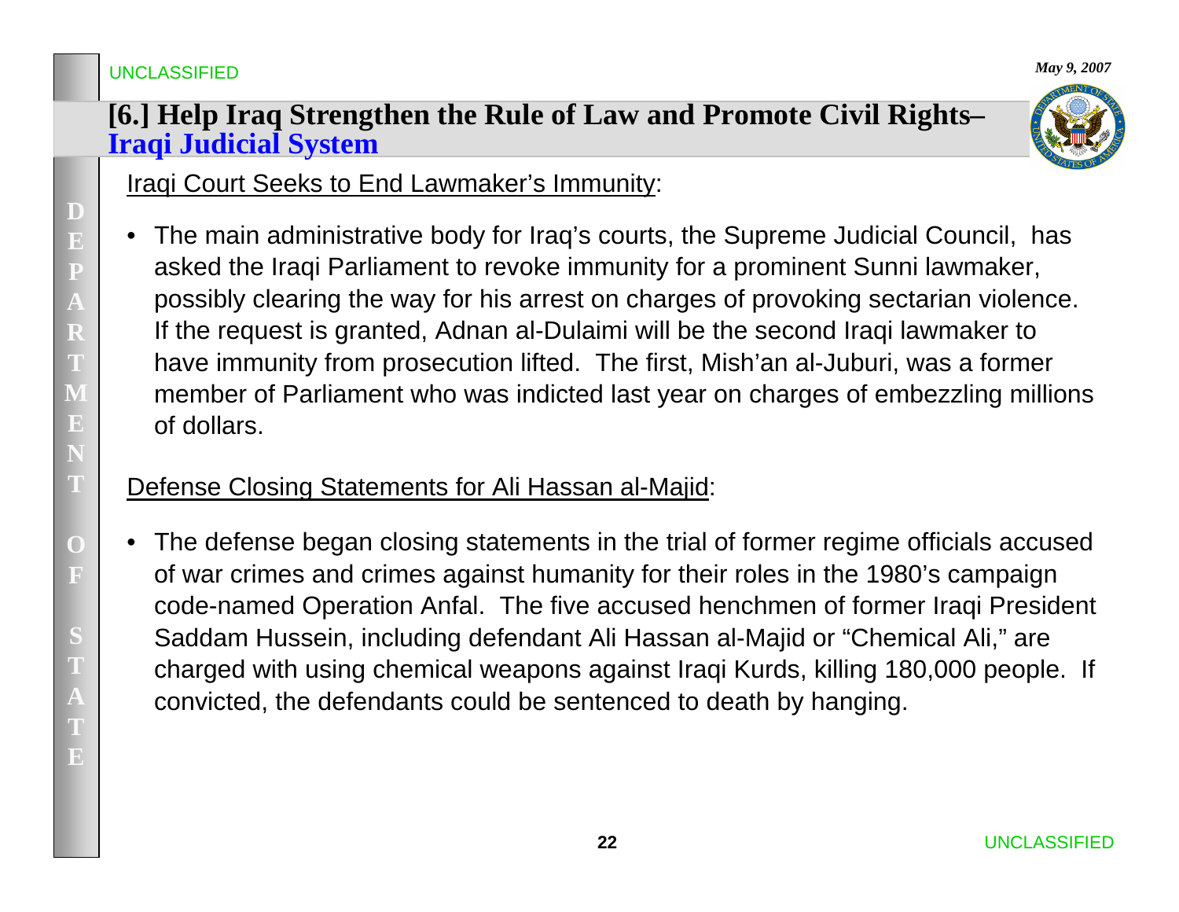# [6.] Help Iraq Strengthen the Rule of Law and Promote Civil Rights– Iraqi Judicial System

Iraqi Court Seeks to End Lawmaker's Immunity:

- The main administrative body for Iraq's courts, the Supreme Judicial Council, has asked the Iraqi Parliament to revoke immunity for a prominent Sunni lawmaker, possibly clearing the way for his arrest on charges of provoking sectarian violence. If the request is granted, Adnan al-Dulaimi will be the second Iraqi lawmaker to have immunity from prosecution lifted. The first, Mish'an al-Juburi, was a former member of Parliament who was indicted last year on charges of embezzling millions of dollars.

Defense Closing Statements for Ali Hassan al-Majid:

- The defense began closing statements in the trial of former regime officials accused of war crimes and crimes against humanity for their roles in the 1980's campaign code-named Operation Anfal. The five accused henchmen of former Iraqi President Saddam Hussein, including defendant Ali Hassan al-Majid or "Chemical Ali," are charged with using chemical weapons against Iraqi Kurds, killing 180,000 people. If convicted, the defendants could be sentenced to death by hanging.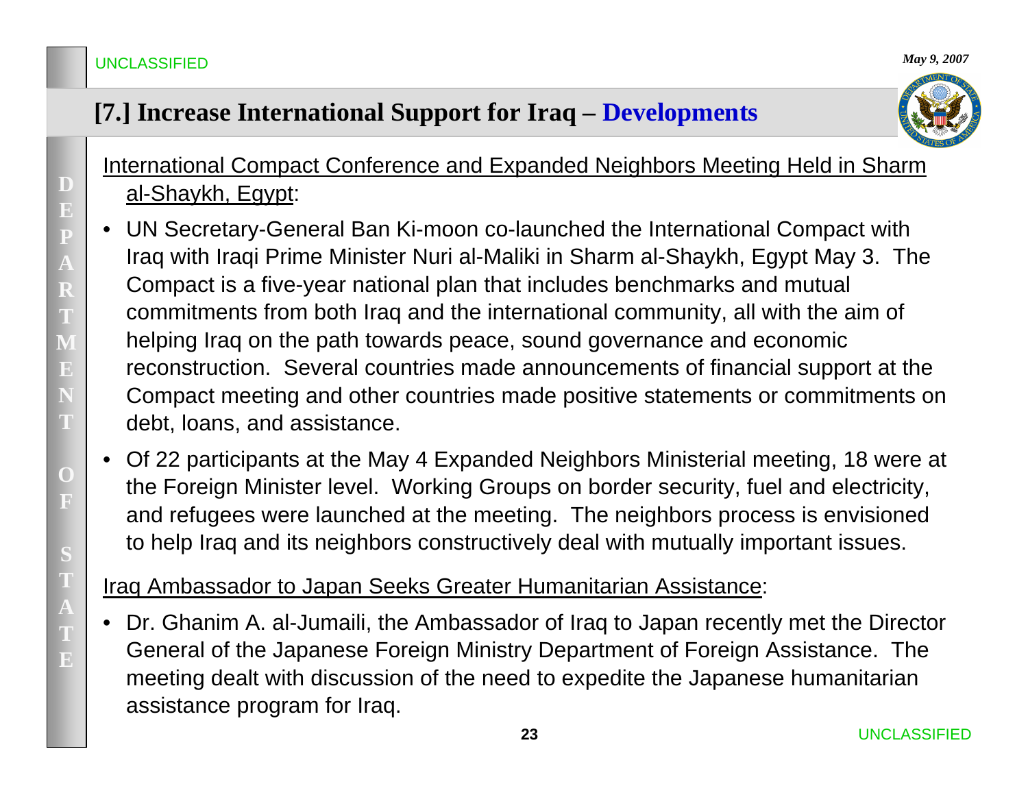UNCLASSIFIED

*May 9, 2007*

## [7.] Increase International Support for Iraq – Developments

International Compact Conference and Expanded Neighbors Meeting Held in Sharm al-Shaykh, Egypt:

- UN Secretary-General Ban Ki-moon co-launched the International Compact with Iraq with Iraqi Prime Minister Nuri al-Maliki in Sharm al-Shaykh, Egypt May 3. The Compact is a five-year national plan that includes benchmarks and mutual commitments from both Iraq and the international community, all with the aim of helping Iraq on the path towards peace, sound governance and economic reconstruction. Several countries made announcements of financial support at the Compact meeting and other countries made positive statements or commitments on debt, loans, and assistance.
- Of 22 participants at the May 4 Expanded Neighbors Ministerial meeting, 18 were at the Foreign Minister level. Working Groups on border security, fuel and electricity, and refugees were launched at the meeting. The neighbors process is envisioned to help Iraq and its neighbors constructively deal with mutually important issues.

Iraq Ambassador to Japan Seeks Greater Humanitarian Assistance:

- Dr. Ghanim A. al-Jumaili, the Ambassador of Iraq to Japan recently met the Director General of the Japanese Foreign Ministry Department of Foreign Assistance. The meeting dealt with discussion of the need to expedite the Japanese humanitarian assistance program for Iraq.

UNCLASSIFIED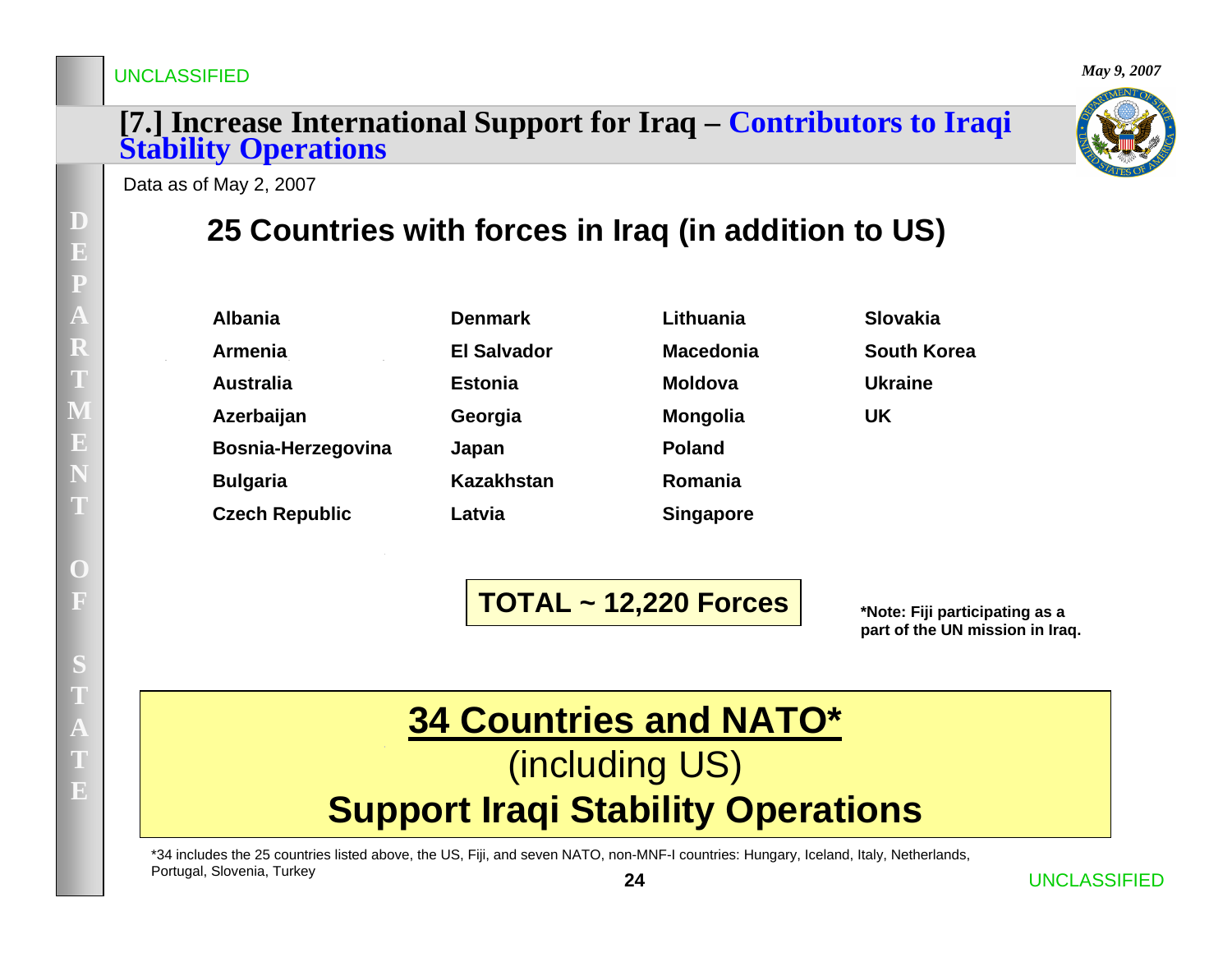UNCLASSIFIED

*May 9, 2007*

# [7.] Increase International Support for Iraq – Contributors to Iraqi Stability Operations

Data as of May 2, 2007

## 25 Countries with forces in Iraq (in addition to US)

| | | | |
|---|---|---|---|
| **Albania** | **Denmark** | **Lithuania** | **Slovakia** |
| **Armenia** | **El Salvador** | **Macedonia** | **South Korea** |
| **Australia** | **Estonia** | **Moldova** | **Ukraine** |
| **Azerbaijan** | **Georgia** | **Mongolia** | **UK** |
| **Bosnia-Herzegovina** | **Japan** | **Poland** | |
| **Bulgaria** | **Kazakhstan** | **Romania** | |
| **Czech Republic** | **Latvia** | **Singapore** | |

**TOTAL ~ 12,220 Forces**

***Note: Fiji participating as a part of the UN mission in Iraq.**

## 34 Countries and NATO*

(including US)

## Support Iraqi Stability Operations

*34 includes the 25 countries listed above, the US, Fiji, and seven NATO, non-MNF-I countries: Hungary, Iceland, Italy, Netherlands, Portugal, Slovenia, Turkey

UNCLASSIFIED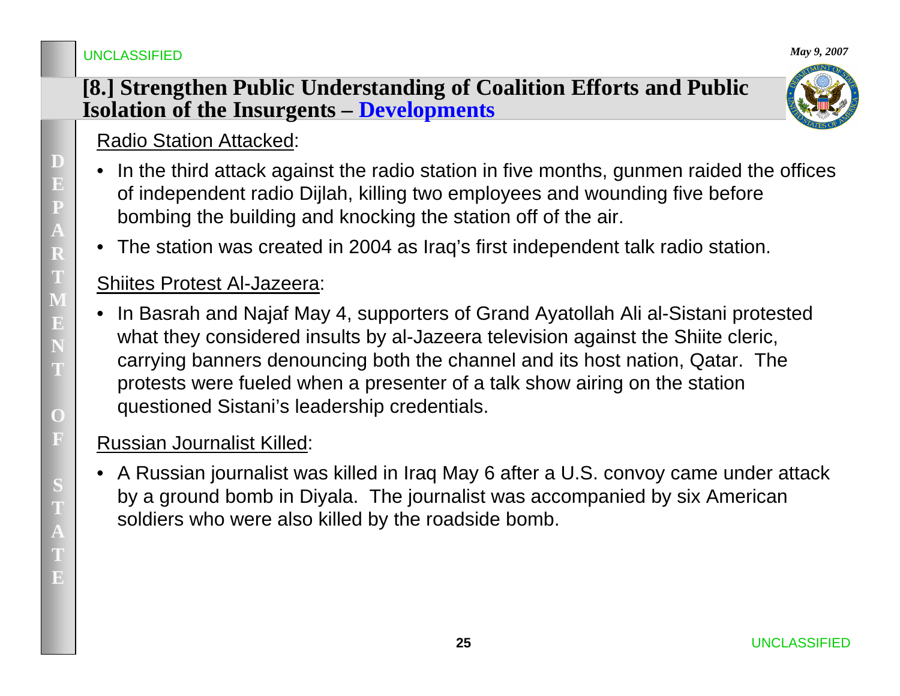## [8.] Strengthen Public Understanding of Coalition Efforts and Public Isolation of the Insurgents – Developments

Radio Station Attacked:

- In the third attack against the radio station in five months, gunmen raided the offices of independent radio Dijlah, killing two employees and wounding five before bombing the building and knocking the station off of the air.
- The station was created in 2004 as Iraq's first independent talk radio station.

Shiites Protest Al-Jazeera:

- In Basrah and Najaf May 4, supporters of Grand Ayatollah Ali al-Sistani protested what they considered insults by al-Jazeera television against the Shiite cleric, carrying banners denouncing both the channel and its host nation, Qatar. The protests were fueled when a presenter of a talk show airing on the station questioned Sistani's leadership credentials.

Russian Journalist Killed:

- A Russian journalist was killed in Iraq May 6 after a U.S. convoy came under attack by a ground bomb in Diyala. The journalist was accompanied by six American soldiers who were also killed by the roadside bomb.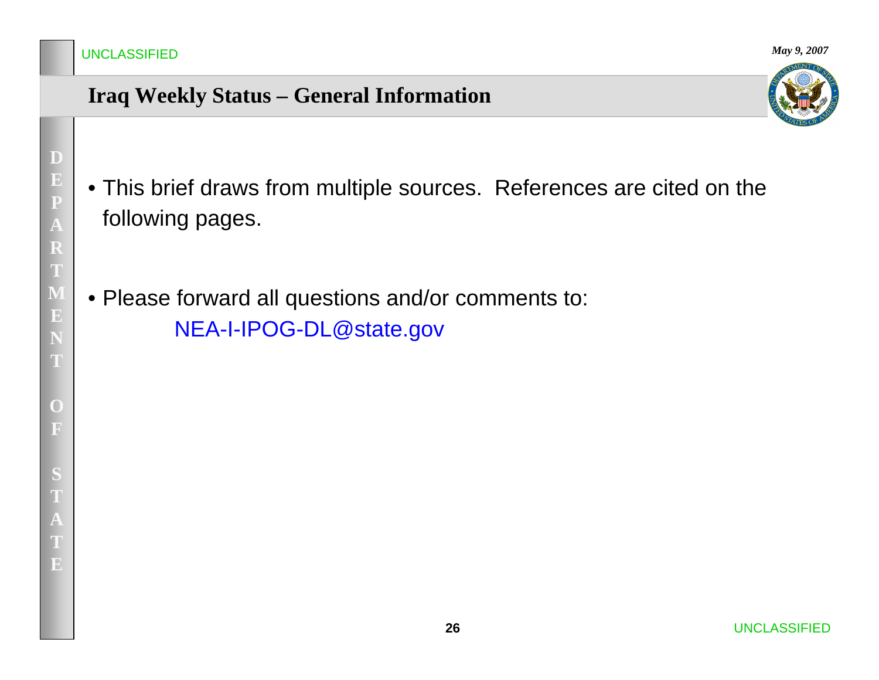UNCLASSIFIED

*May 9, 2007*

# Iraq Weekly Status – General Information

- This brief draws from multiple sources. References are cited on the following pages.

- Please forward all questions and/or comments to:
  NEA-I-IPOG-DL@state.gov

UNCLASSIFIED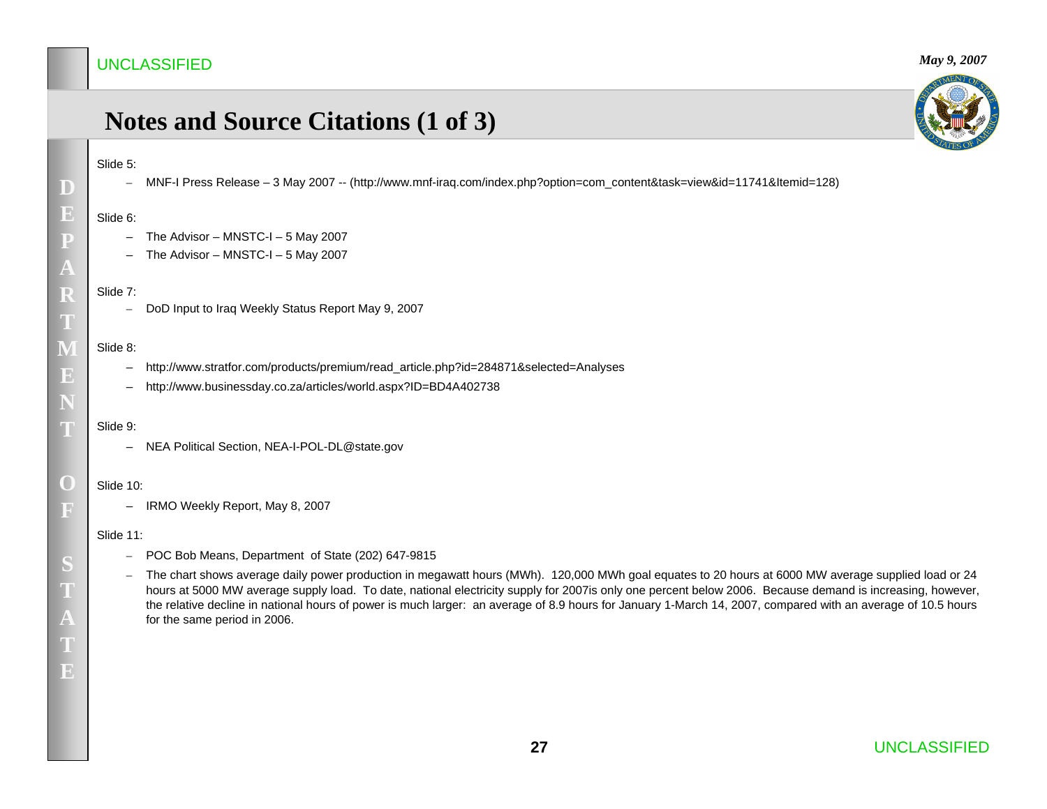UNCLASSIFIED

*May 9, 2007*

# Notes and Source Citations (1 of 3)

Slide 5:

- MNF-I Press Release – 3 May 2007 -- (http://www.mnf-iraq.com/index.php?option=com_content&task=view&id=11741&Itemid=128)

Slide 6:

- The Advisor – MNSTC-I – 5 May 2007
- The Advisor – MNSTC-I – 5 May 2007

Slide 7:

- DoD Input to Iraq Weekly Status Report May 9, 2007

Slide 8:

- http://www.stratfor.com/products/premium/read_article.php?id=284871&selected=Analyses
- http://www.businessday.co.za/articles/world.aspx?ID=BD4A402738

Slide 9:

- NEA Political Section, NEA-I-POL-DL@state.gov

Slide 10:

- IRMO Weekly Report, May 8, 2007

Slide 11:

- POC Bob Means, Department of State (202) 647-9815
- The chart shows average daily power production in megawatt hours (MWh). 120,000 MWh goal equates to 20 hours at 6000 MW average supplied load or 24 hours at 5000 MW average supply load. To date, national electricity supply for 2007is only one percent below 2006. Because demand is increasing, however, the relative decline in national hours of power is much larger: an average of 8.9 hours for January 1-March 14, 2007, compared with an average of 10.5 hours for the same period in 2006.

UNCLASSIFIED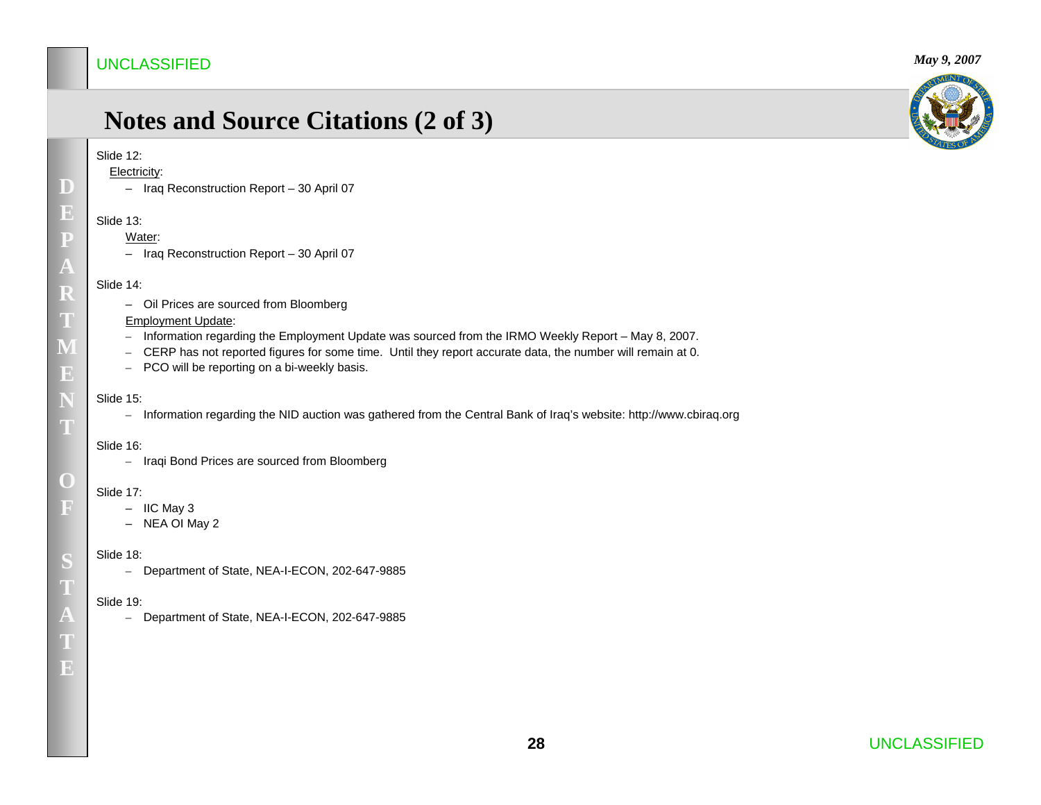# Notes and Source Citations (2 of 3)

Slide 12:

Electricity:

- Iraq Reconstruction Report – 30 April 07

Slide 13:

Water:

- Iraq Reconstruction Report – 30 April 07

Slide 14:

- Oil Prices are sourced from Bloomberg

Employment Update:

- Information regarding the Employment Update was sourced from the IRMO Weekly Report – May 8, 2007.
- CERP has not reported figures for some time. Until they report accurate data, the number will remain at 0.
- PCO will be reporting on a bi-weekly basis.

Slide 15:

- Information regarding the NID auction was gathered from the Central Bank of Iraq's website: http://www.cbiraq.org

Slide 16:

- Iraqi Bond Prices are sourced from Bloomberg

Slide 17:

- IIC May 3
- NEA OI May 2

Slide 18:

- Department of State, NEA-I-ECON, 202-647-9885

Slide 19:

- Department of State, NEA-I-ECON, 202-647-9885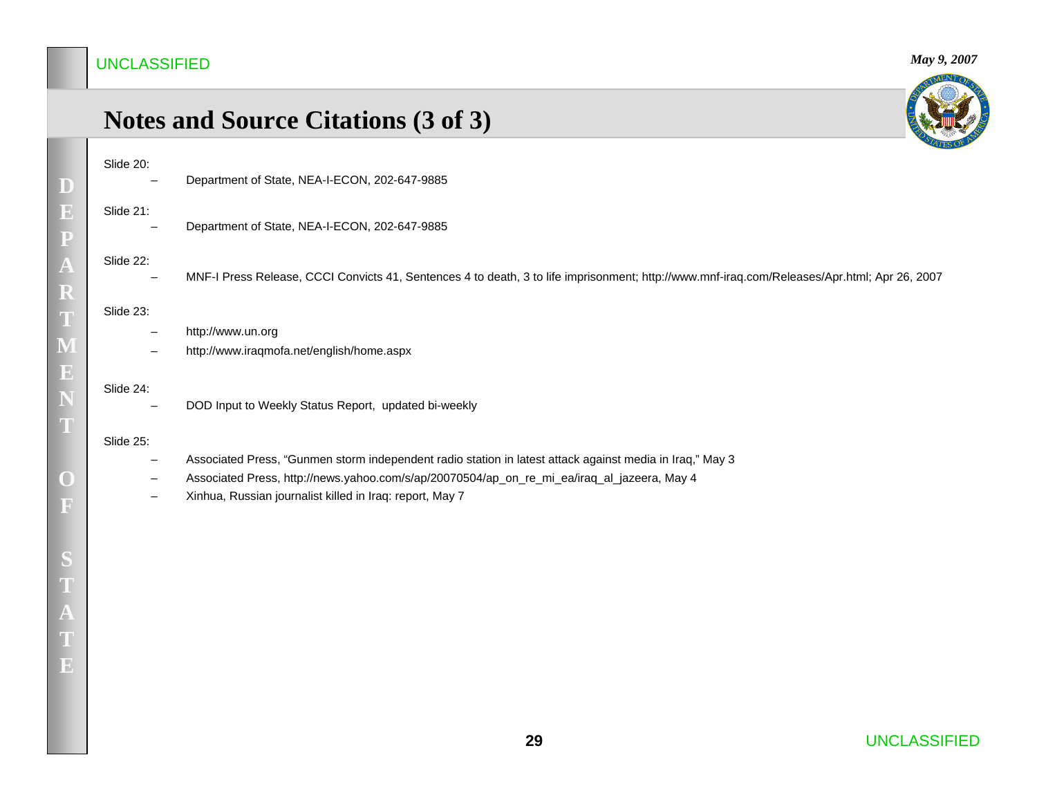UNCLASSIFIED

*May 9, 2007*

# Notes and Source Citations (3 of 3)

Slide 20:

- Department of State, NEA-I-ECON, 202-647-9885

Slide 21:

- Department of State, NEA-I-ECON, 202-647-9885

Slide 22:

- MNF-I Press Release, CCCI Convicts 41, Sentences 4 to death, 3 to life imprisonment; http://www.mnf-iraq.com/Releases/Apr.html; Apr 26, 2007

Slide 23:

- http://www.un.org
- http://www.iraqmofa.net/english/home.aspx

Slide 24:

- DOD Input to Weekly Status Report, updated bi-weekly

Slide 25:

- Associated Press, "Gunmen storm independent radio station in latest attack against media in Iraq," May 3
- Associated Press, http://news.yahoo.com/s/ap/20070504/ap_on_re_mi_ea/iraq_al_jazeera, May 4
- Xinhua, Russian journalist killed in Iraq: report, May 7

UNCLASSIFIED